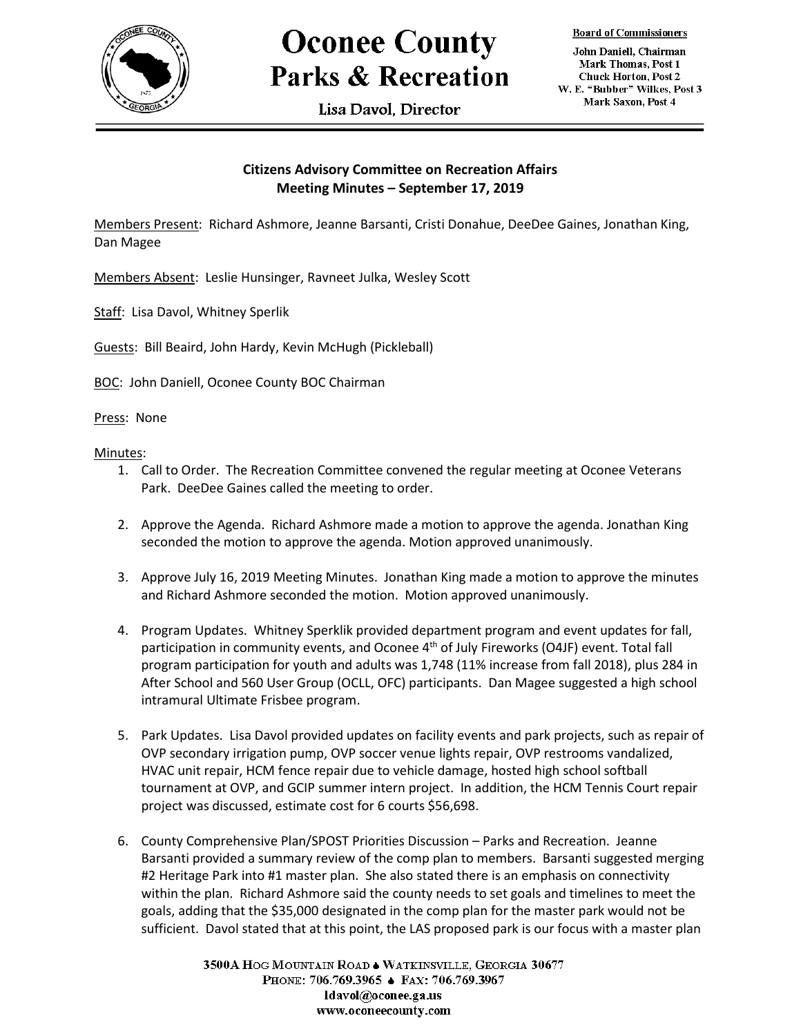# Oconee County Parks & Recreation

Lisa Davol, Director

**Board of Commissioners**

John Daniell, Chairman
Mark Thomas, Post 1
Chuck Horton, Post 2
W. E. "Bubber" Wilkes, Post 3
Mark Saxon, Post 4

---

## Citizens Advisory Committee on Recreation Affairs
## Meeting Minutes – September 17, 2019

Members Present: Richard Ashmore, Jeanne Barsanti, Cristi Donahue, DeeDee Gaines, Jonathan King, Dan Magee

Members Absent: Leslie Hunsinger, Ravneet Julka, Wesley Scott

Staff: Lisa Davol, Whitney Sperlik

Guests: Bill Beaird, John Hardy, Kevin McHugh (Pickleball)

BOC: John Daniell, Oconee County BOC Chairman

Press: None

Minutes:

1. Call to Order. The Recreation Committee convened the regular meeting at Oconee Veterans Park. DeeDee Gaines called the meeting to order.

2. Approve the Agenda. Richard Ashmore made a motion to approve the agenda. Jonathan King seconded the motion to approve the agenda. Motion approved unanimously.

3. Approve July 16, 2019 Meeting Minutes. Jonathan King made a motion to approve the minutes and Richard Ashmore seconded the motion. Motion approved unanimously.

4. Program Updates. Whitney Sperklik provided department program and event updates for fall, participation in community events, and Oconee 4th of July Fireworks (O4JF) event. Total fall program participation for youth and adults was 1,748 (11% increase from fall 2018), plus 284 in After School and 560 User Group (OCLL, OFC) participants. Dan Magee suggested a high school intramural Ultimate Frisbee program.

5. Park Updates. Lisa Davol provided updates on facility events and park projects, such as repair of OVP secondary irrigation pump, OVP soccer venue lights repair, OVP restrooms vandalized, HVAC unit repair, HCM fence repair due to vehicle damage, hosted high school softball tournament at OVP, and GCIP summer intern project. In addition, the HCM Tennis Court repair project was discussed, estimate cost for 6 courts $56,698.

6. County Comprehensive Plan/SPOST Priorities Discussion – Parks and Recreation. Jeanne Barsanti provided a summary review of the comp plan to members. Barsanti suggested merging #2 Heritage Park into #1 master plan. She also stated there is an emphasis on connectivity within the plan. Richard Ashmore said the county needs to set goals and timelines to meet the goals, adding that the $35,000 designated in the comp plan for the master park would not be sufficient. Davol stated that at this point, the LAS proposed park is our focus with a master plan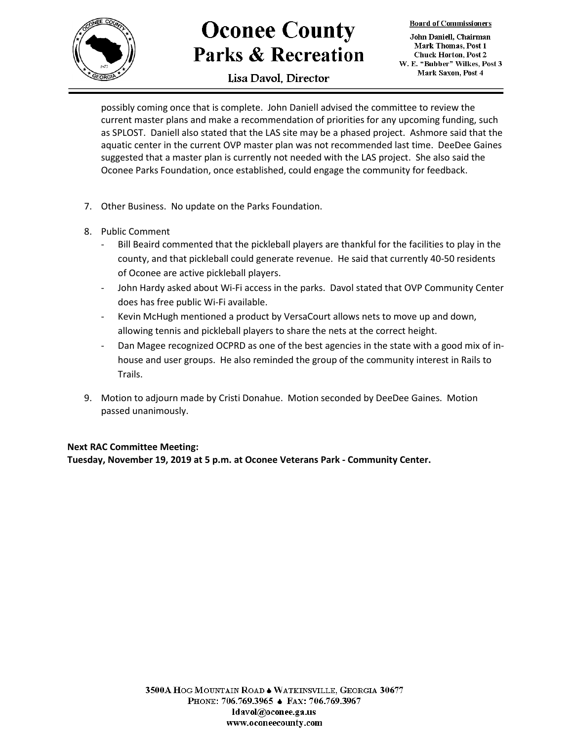possibly coming once that is complete. John Daniell advised the committee to review the current master plans and make a recommendation of priorities for any upcoming funding, such as SPLOST. Daniell also stated that the LAS site may be a phased project. Ashmore said that the aquatic center in the current OVP master plan was not recommended last time. DeeDee Gaines suggested that a master plan is currently not needed with the LAS project. She also said the Oconee Parks Foundation, once established, could engage the community for feedback.

7. Other Business. No update on the Parks Foundation.

8. Public Comment
   - Bill Beaird commented that the pickleball players are thankful for the facilities to play in the county, and that pickleball could generate revenue. He said that currently 40-50 residents of Oconee are active pickleball players.
   - John Hardy asked about Wi-Fi access in the parks. Davol stated that OVP Community Center does has free public Wi-Fi available.
   - Kevin McHugh mentioned a product by VersaCourt allows nets to move up and down, allowing tennis and pickleball players to share the nets at the correct height.
   - Dan Magee recognized OCPRD as one of the best agencies in the state with a good mix of in-house and user groups. He also reminded the group of the community interest in Rails to Trails.

9. Motion to adjourn made by Cristi Donahue. Motion seconded by DeeDee Gaines. Motion passed unanimously.

**Next RAC Committee Meeting:**
**Tuesday, November 19, 2019 at 5 p.m. at Oconee Veterans Park - Community Center.**